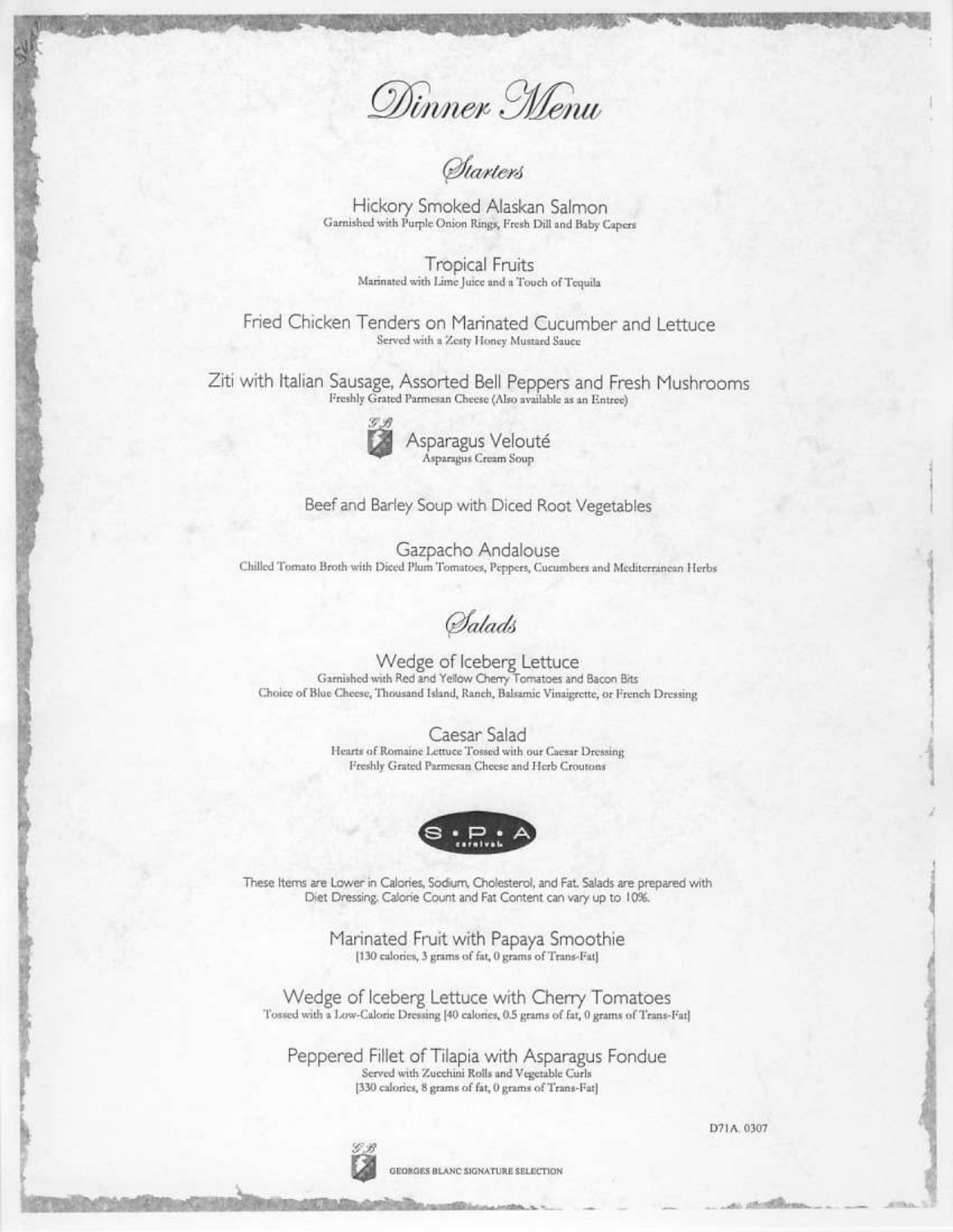# Dinner Menu

## Starters

**Hickory Smoked Alaskan Salmon**
Garnished with Purple Onion Rings, Fresh Dill and Baby Capers

**Tropical Fruits**
Marinated with Lime Juice and a Touch of Tequila

**Fried Chicken Tenders on Marinated Cucumber and Lettuce**
Served with a Zesty Honey Mustard Sauce

**Ziti with Italian Sausage, Assorted Bell Peppers and Fresh Mushrooms**
Freshly Grated Parmesan Cheese (Also available as an Entree)

**Asparagus Velouté**
Asparagus Cream Soup

**Beef and Barley Soup with Diced Root Vegetables**

**Gazpacho Andalouse**
Chilled Tomato Broth with Diced Plum Tomatoes, Peppers, Cucumbers and Mediterranean Herbs

## Salads

**Wedge of Iceberg Lettuce**
Garnished with Red and Yellow Cherry Tomatoes and Bacon Bits
Choice of Blue Cheese, Thousand Island, Ranch, Balsamic Vinaigrette, or French Dressing

**Caesar Salad**
Hearts of Romaine Lettuce Tossed with our Caesar Dressing
Freshly Grated Parmesan Cheese and Herb Croutons

## S•P•A carnival

These Items are Lower in Calories, Sodium, Cholesterol, and Fat. Salads are prepared with Diet Dressing. Calorie Count and Fat Content can vary up to 10%.

**Marinated Fruit with Papaya Smoothie**
[130 calories, 3 grams of fat, 0 grams of Trans-Fat]

**Wedge of Iceberg Lettuce with Cherry Tomatoes**
Tossed with a Low-Calorie Dressing [40 calories, 0.5 grams of fat, 0 grams of Trans-Fat]

**Peppered Fillet of Tilapia with Asparagus Fondue**
Served with Zucchini Rolls and Vegetable Curls
[330 calories, 8 grams of fat, 0 grams of Trans-Fat]

D71A. 0307

GEORGES BLANC SIGNATURE SELECTION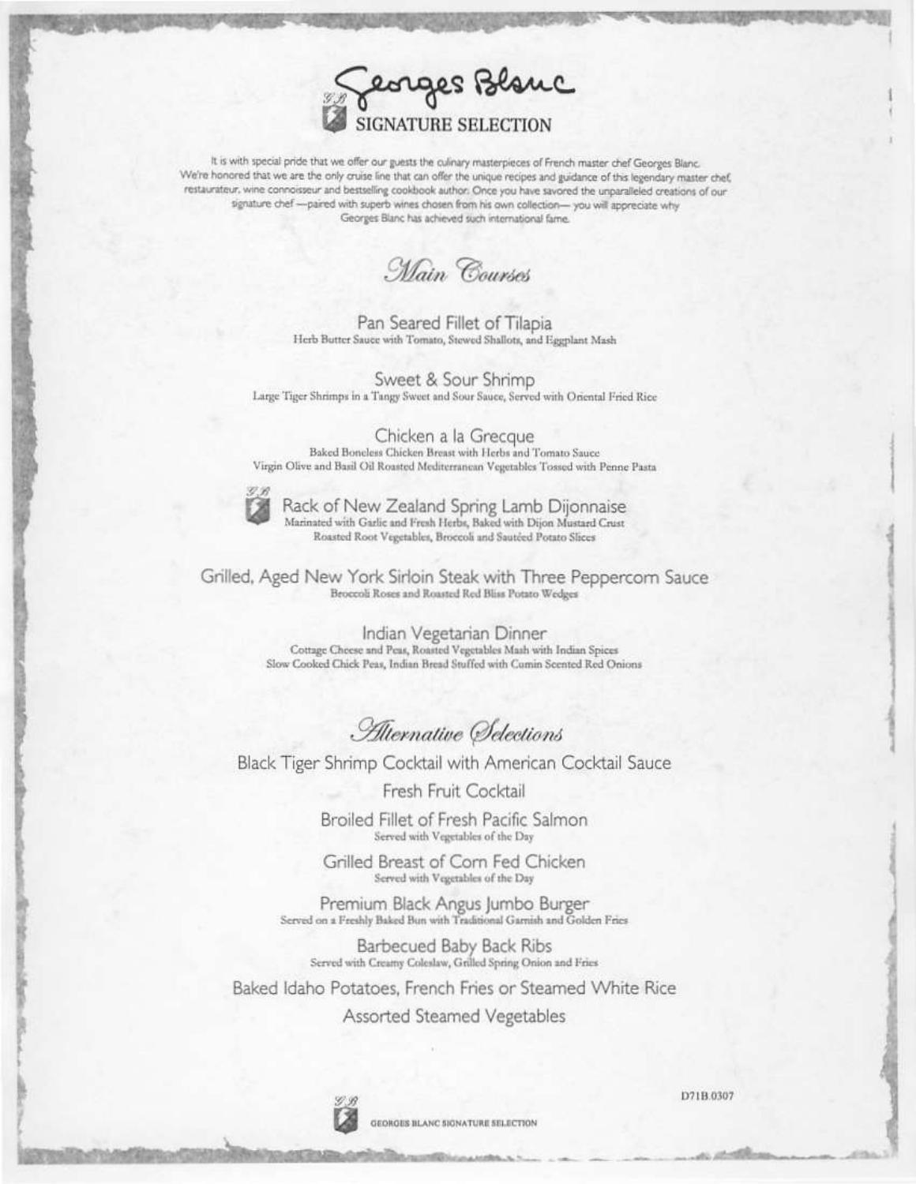# Georges Blanc

## SIGNATURE SELECTION

It is with special pride that we offer our guests the culinary masterpieces of French master chef Georges Blanc. We're honored that we are the only cruise line that can offer the unique recipes and guidance of this legendary master chef, restaurateur, wine connoisseur and bestselling cookbook author. Once you have savored the unparalleled creations of our signature chef —paired with superb wines chosen from his own collection— you will appreciate why Georges Blanc has achieved such international fame.

## *Main Courses*

**Pan Seared Fillet of Tilapia**
Herb Butter Sauce with Tomato, Stewed Shallots, and Eggplant Mash

**Sweet & Sour Shrimp**
Large Tiger Shrimps in a Tangy Sweet and Sour Sauce, Served with Oriental Fried Rice

**Chicken a la Grecque**
Baked Boneless Chicken Breast with Herbs and Tomato Sauce
Virgin Olive and Basil Oil Roasted Mediterranean Vegetables Tossed with Penne Pasta

**Rack of New Zealand Spring Lamb Dijonnaise**
Marinated with Garlic and Fresh Herbs, Baked with Dijon Mustard Crust
Roasted Root Vegetables, Broccoli and Sautéed Potato Slices

**Grilled, Aged New York Sirloin Steak with Three Peppercorn Sauce**
Broccoli Roses and Roasted Red Bliss Potato Wedges

**Indian Vegetarian Dinner**
Cottage Cheese and Peas, Roasted Vegetables Mash with Indian Spices
Slow Cooked Chick Peas, Indian Bread Stuffed with Cumin Scented Red Onions

## *Alternative Selections*

Black Tiger Shrimp Cocktail with American Cocktail Sauce

Fresh Fruit Cocktail

**Broiled Fillet of Fresh Pacific Salmon**
Served with Vegetables of the Day

**Grilled Breast of Corn Fed Chicken**
Served with Vegetables of the Day

**Premium Black Angus Jumbo Burger**
Served on a Freshly Baked Bun with Traditional Garnish and Golden Fries

**Barbecued Baby Back Ribs**
Served with Creamy Coleslaw, Grilled Spring Onion and Fries

Baked Idaho Potatoes, French Fries or Steamed White Rice

Assorted Steamed Vegetables

GEORGES BLANC SIGNATURE SELECTION

D71B.0307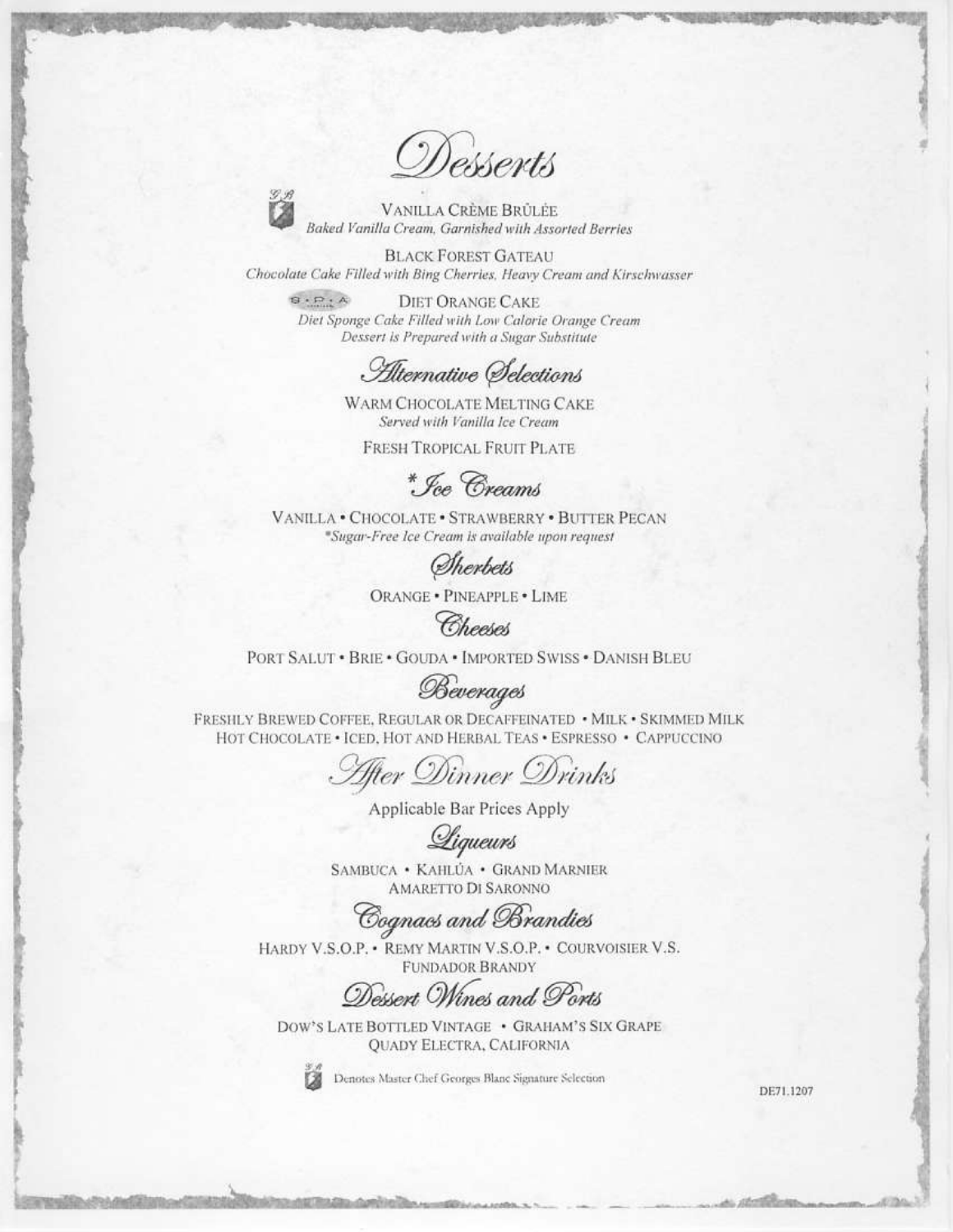# Desserts

**Vanilla Crème Brûlée**
*Baked Vanilla Cream, Garnished with Assorted Berries*

**Black Forest Gateau**
*Chocolate Cake Filled with Bing Cherries, Heavy Cream and Kirschwasser*

S·P·A **Diet Orange Cake**
*Diet Sponge Cake Filled with Low Calorie Orange Cream*
*Dessert is Prepared with a Sugar Substitute*

## Alternative Selections

**Warm Chocolate Melting Cake**
*Served with Vanilla Ice Cream*

**Fresh Tropical Fruit Plate**

## *Ice Creams

Vanilla • Chocolate • Strawberry • Butter Pecan
*\*Sugar-Free Ice Cream is available upon request*

## Sherbets

Orange • Pineapple • Lime

## Cheeses

Port Salut • Brie • Gouda • Imported Swiss • Danish Bleu

## Beverages

Freshly Brewed Coffee, Regular or Decaffeinated • Milk • Skimmed Milk
Hot Chocolate • Iced, Hot and Herbal Teas • Espresso • Cappuccino

## After Dinner Drinks

Applicable Bar Prices Apply

### Liqueurs

Sambuca • Kahlúa • Grand Marnier
Amaretto Di Saronno

### Cognacs and Brandies

Hardy V.S.O.P. • Remy Martin V.S.O.P. • Courvoisier V.S.
Fundador Brandy

### Dessert Wines and Ports

Dow's Late Bottled Vintage • Graham's Six Grape
Quady Electra, California

Denotes Master Chef Georges Blanc Signature Selection

DE71.1207